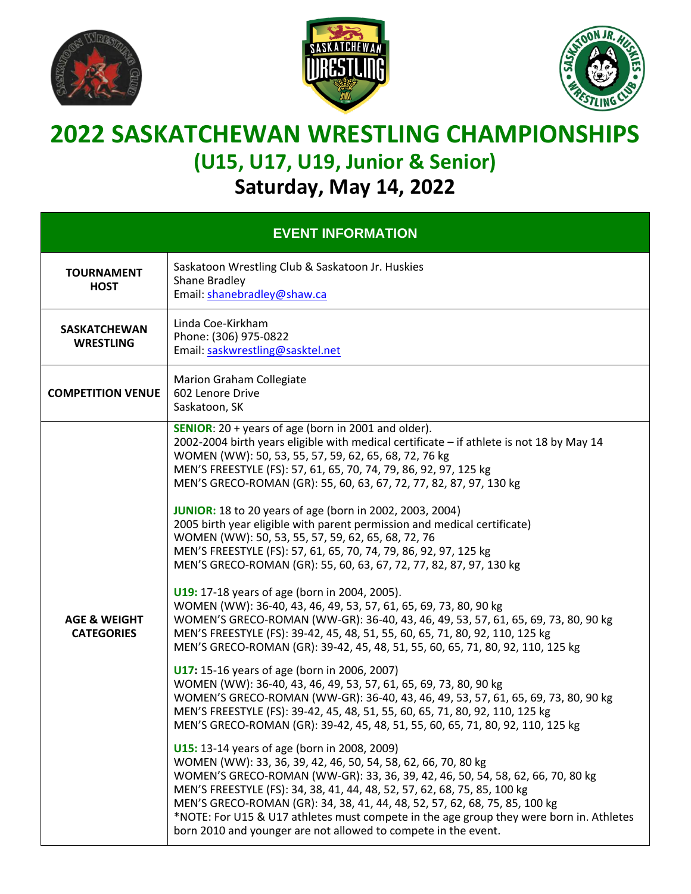# 2022 SASKATCHEWAN WRESTLING CHAMPIONSHIPS

## (U15, U17, U19, Junior & Senior)

## Saturday, May 14, 2022

| EVENT INFORMATION | |
|---|---|
| **TOURNAMENT HOST** | Saskatoon Wrestling Club & Saskatoon Jr. Huskies<br>Shane Bradley<br>Email: shanebradley@shaw.ca |
| **SASKATCHEWAN WRESTLING** | Linda Coe-Kirkham<br>Phone: (306) 975-0822<br>Email: saskwrestling@sasktel.net |
| **COMPETITION VENUE** | Marion Graham Collegiate<br>602 Lenore Drive<br>Saskatoon, SK |
| **AGE & WEIGHT CATEGORIES** | **SENIOR**: 20 + years of age (born in 2001 and older).<br>2002-2004 birth years eligible with medical certificate – if athlete is not 18 by May 14<br>WOMEN (WW): 50, 53, 55, 57, 59, 62, 65, 68, 72, 76 kg<br>MEN'S FREESTYLE (FS): 57, 61, 65, 70, 74, 79, 86, 92, 97, 125 kg<br>MEN'S GRECO-ROMAN (GR): 55, 60, 63, 67, 72, 77, 82, 87, 97, 130 kg<br><br>**JUNIOR:** 18 to 20 years of age (born in 2002, 2003, 2004)<br>2005 birth year eligible with parent permission and medical certificate)<br>WOMEN (WW): 50, 53, 55, 57, 59, 62, 65, 68, 72, 76<br>MEN'S FREESTYLE (FS): 57, 61, 65, 70, 74, 79, 86, 92, 97, 125 kg<br>MEN'S GRECO-ROMAN (GR): 55, 60, 63, 67, 72, 77, 82, 87, 97, 130 kg<br><br>**U19:** 17-18 years of age (born in 2004, 2005).<br>WOMEN (WW): 36-40, 43, 46, 49, 53, 57, 61, 65, 69, 73, 80, 90 kg<br>WOMEN'S GRECO-ROMAN (WW-GR): 36-40, 43, 46, 49, 53, 57, 61, 65, 69, 73, 80, 90 kg<br>MEN'S FREESTYLE (FS): 39-42, 45, 48, 51, 55, 60, 65, 71, 80, 92, 110, 125 kg<br>MEN'S GRECO-ROMAN (GR): 39-42, 45, 48, 51, 55, 60, 65, 71, 80, 92, 110, 125 kg<br><br>**U17:** 15-16 years of age (born in 2006, 2007)<br>WOMEN (WW): 36-40, 43, 46, 49, 53, 57, 61, 65, 69, 73, 80, 90 kg<br>WOMEN'S GRECO-ROMAN (WW-GR): 36-40, 43, 46, 49, 53, 57, 61, 65, 69, 73, 80, 90 kg<br>MEN'S FREESTYLE (FS): 39-42, 45, 48, 51, 55, 60, 65, 71, 80, 92, 110, 125 kg<br>MEN'S GRECO-ROMAN (GR): 39-42, 45, 48, 51, 55, 60, 65, 71, 80, 92, 110, 125 kg<br><br>**U15:** 13-14 years of age (born in 2008, 2009)<br>WOMEN (WW): 33, 36, 39, 42, 46, 50, 54, 58, 62, 66, 70, 80 kg<br>WOMEN'S GRECO-ROMAN (WW-GR): 33, 36, 39, 42, 46, 50, 54, 58, 62, 66, 70, 80 kg<br>MEN'S FREESTYLE (FS): 34, 38, 41, 44, 48, 52, 57, 62, 68, 75, 85, 100 kg<br>MEN'S GRECO-ROMAN (GR): 34, 38, 41, 44, 48, 52, 57, 62, 68, 75, 85, 100 kg<br>*NOTE: For U15 & U17 athletes must compete in the age group they were born in. Athletes born 2010 and younger are not allowed to compete in the event. |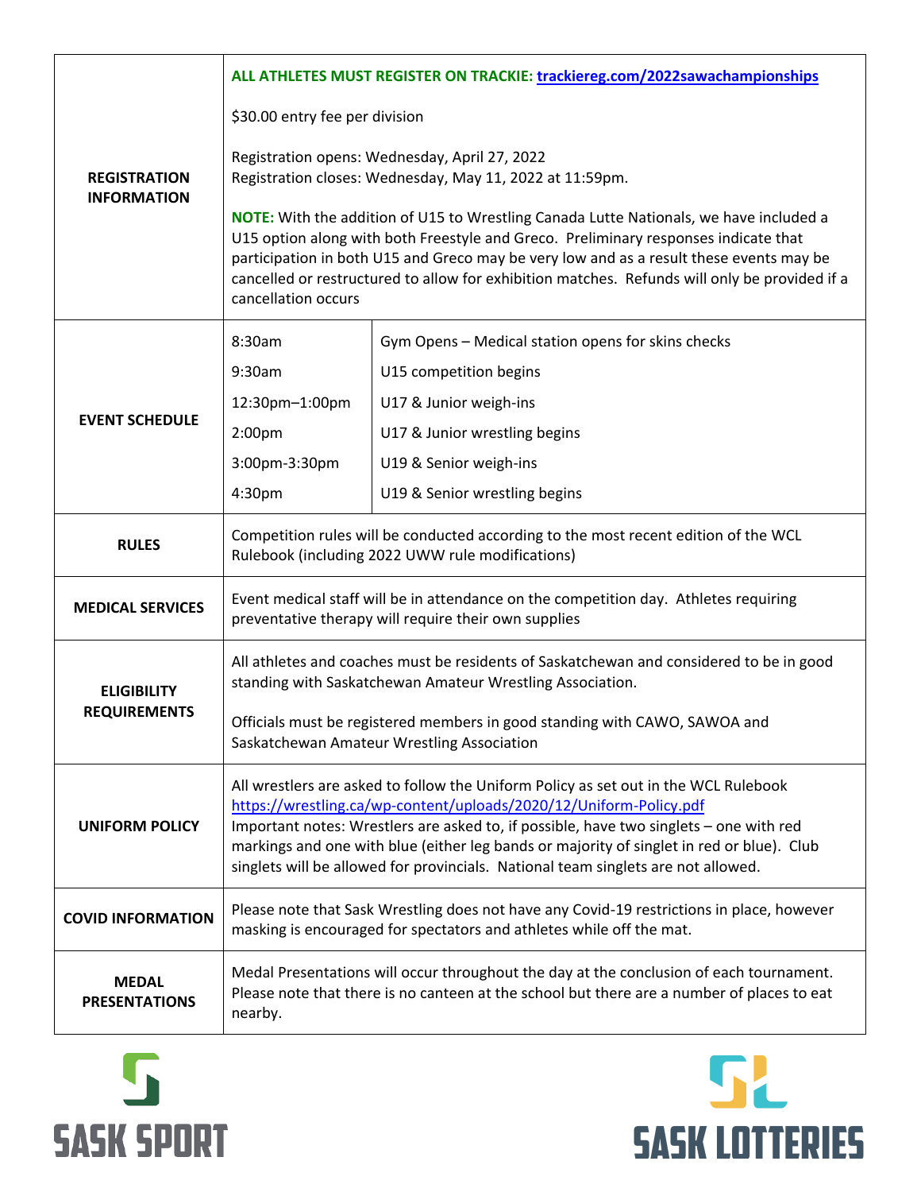| | | |
|---|---|---|
| **REGISTRATION INFORMATION** | **ALL ATHLETES MUST REGISTER ON TRACKIE: trackiereg.com/2022sawachampionships**<br><br>$30.00 entry fee per division<br><br>Registration opens: Wednesday, April 27, 2022<br>Registration closes: Wednesday, May 11, 2022 at 11:59pm.<br><br>**NOTE:** With the addition of U15 to Wrestling Canada Lutte Nationals, we have included a U15 option along with both Freestyle and Greco. Preliminary responses indicate that participation in both U15 and Greco may be very low and as a result these events may be cancelled or restructured to allow for exhibition matches. Refunds will only be provided if a cancellation occurs | |
| **EVENT SCHEDULE** | 8:30am | Gym Opens – Medical station opens for skins checks |
| | 9:30am | U15 competition begins |
| | 12:30pm–1:00pm | U17 & Junior weigh-ins |
| | 2:00pm | U17 & Junior wrestling begins |
| | 3:00pm-3:30pm | U19 & Senior weigh-ins |
| | 4:30pm | U19 & Senior wrestling begins |
| **RULES** | Competition rules will be conducted according to the most recent edition of the WCL Rulebook (including 2022 UWW rule modifications) | |
| **MEDICAL SERVICES** | Event medical staff will be in attendance on the competition day. Athletes requiring preventative therapy will require their own supplies | |
| **ELIGIBILITY REQUIREMENTS** | All athletes and coaches must be residents of Saskatchewan and considered to be in good standing with Saskatchewan Amateur Wrestling Association.<br><br>Officials must be registered members in good standing with CAWO, SAWOA and Saskatchewan Amateur Wrestling Association | |
| **UNIFORM POLICY** | All wrestlers are asked to follow the Uniform Policy as set out in the WCL Rulebook https://wrestling.ca/wp-content/uploads/2020/12/Uniform-Policy.pdf<br>Important notes: Wrestlers are asked to, if possible, have two singlets – one with red markings and one with blue (either leg bands or majority of singlet in red or blue). Club singlets will be allowed for provincials. National team singlets are not allowed. | |
| **COVID INFORMATION** | Please note that Sask Wrestling does not have any Covid-19 restrictions in place, however masking is encouraged for spectators and athletes while off the mat. | |
| **MEDAL PRESENTATIONS** | Medal Presentations will occur throughout the day at the conclusion of each tournament. Please note that there is no canteen at the school but there are a number of places to eat nearby. | |

SASK SPORT

SASK LOTTERIES